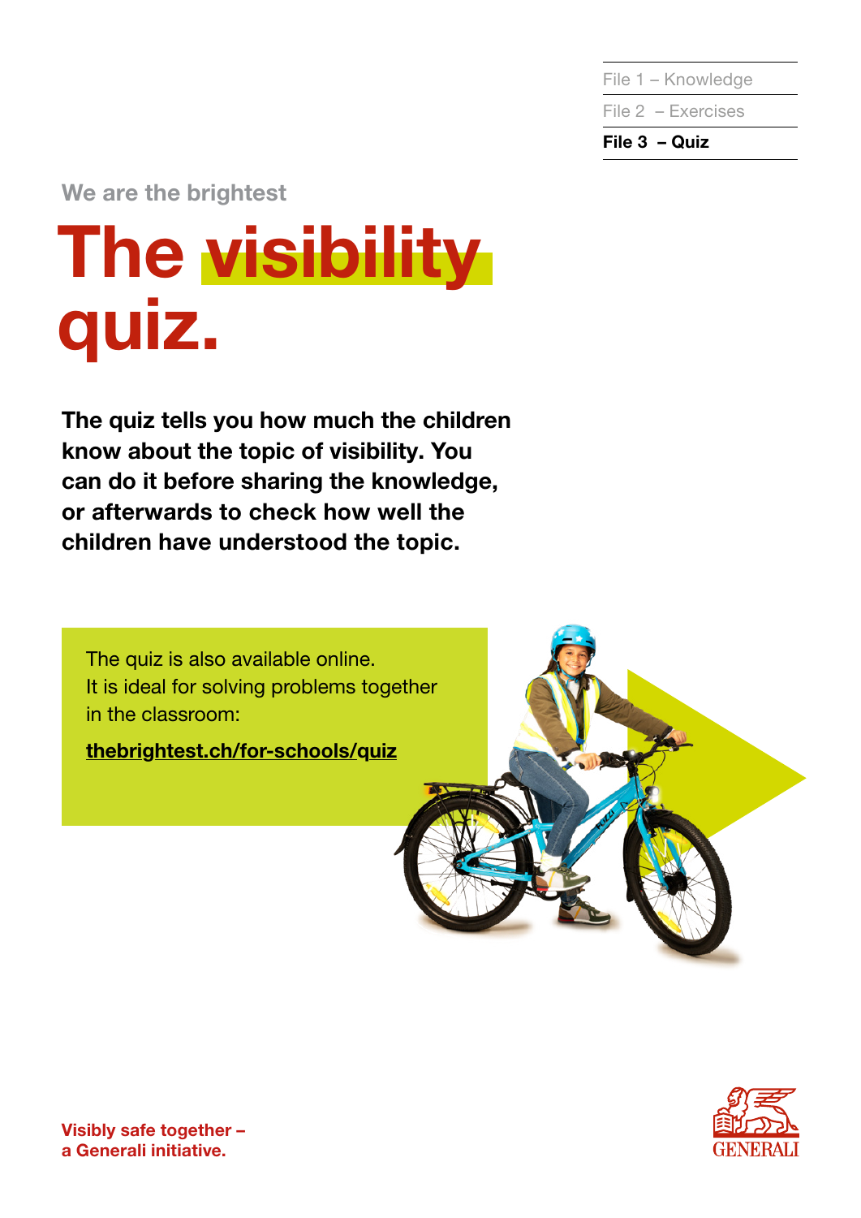File 1 – Knowledge

File 2 – Exercises

**File 3 – Quiz**

We are the brightest

# The visibility quiz.

**The quiz tells you how much the children know about the topic of visibility. You can do it before sharing the knowledge, or afterwards to check how well the children have understood the topic.**

The quiz is also available online.
It is ideal for solving problems together in the classroom:

**thebrightest.ch/for-schools/quiz**

**Visibly safe together – a Generali initiative.**

GENERALI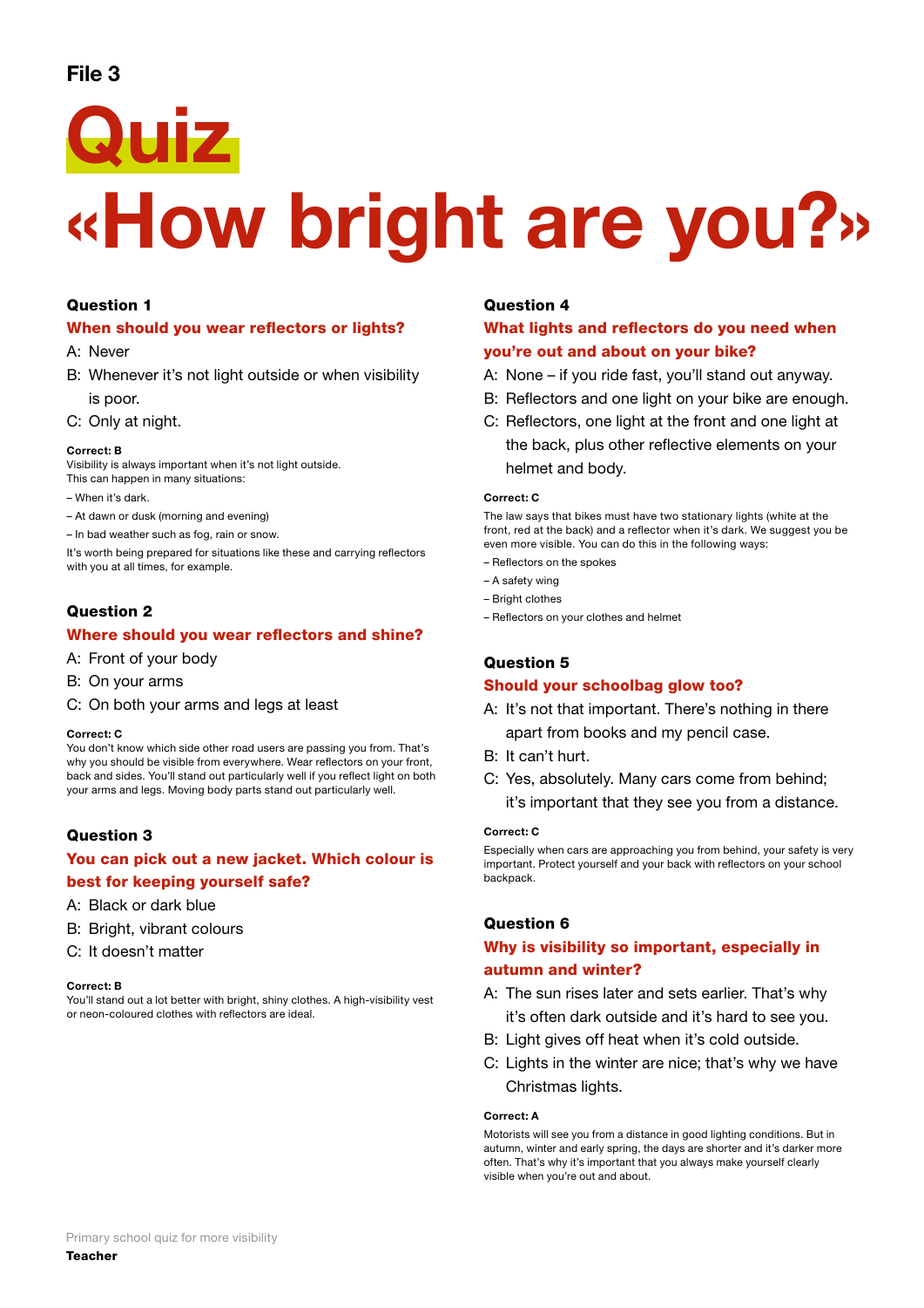File 3

# Quiz «How bright are you?»

### Question 1

**When should you wear reflectors or lights?**

A: Never

B: Whenever it's not light outside or when visibility is poor.

C: Only at night.

**Correct: B**

Visibility is always important when it's not light outside.
This can happen in many situations:

– When it's dark.

– At dawn or dusk (morning and evening)

– In bad weather such as fog, rain or snow.

It's worth being prepared for situations like these and carrying reflectors with you at all times, for example.

### Question 2

**Where should you wear reflectors and shine?**

A: Front of your body

B: On your arms

C: On both your arms and legs at least

**Correct: C**

You don't know which side other road users are passing you from. That's why you should be visible from everywhere. Wear reflectors on your front, back and sides. You'll stand out particularly well if you reflect light on both your arms and legs. Moving body parts stand out particularly well.

### Question 3

**You can pick out a new jacket. Which colour is best for keeping yourself safe?**

A: Black or dark blue

B: Bright, vibrant colours

C: It doesn't matter

**Correct: B**

You'll stand out a lot better with bright, shiny clothes. A high-visibility vest or neon-coloured clothes with reflectors are ideal.

### Question 4

**What lights and reflectors do you need when you're out and about on your bike?**

A: None – if you ride fast, you'll stand out anyway.

B: Reflectors and one light on your bike are enough.

C: Reflectors, one light at the front and one light at the back, plus other reflective elements on your helmet and body.

**Correct: C**

The law says that bikes must have two stationary lights (white at the front, red at the back) and a reflector when it's dark. We suggest you be even more visible. You can do this in the following ways:

– Reflectors on the spokes

– A safety wing

– Bright clothes

– Reflectors on your clothes and helmet

### Question 5

**Should your schoolbag glow too?**

A: It's not that important. There's nothing in there apart from books and my pencil case.

B: It can't hurt.

C: Yes, absolutely. Many cars come from behind; it's important that they see you from a distance.

**Correct: C**

Especially when cars are approaching you from behind, your safety is very important. Protect yourself and your back with reflectors on your school backpack.

### Question 6

**Why is visibility so important, especially in autumn and winter?**

A: The sun rises later and sets earlier. That's why it's often dark outside and it's hard to see you.

B: Light gives off heat when it's cold outside.

C: Lights in the winter are nice; that's why we have Christmas lights.

**Correct: A**

Motorists will see you from a distance in good lighting conditions. But in autumn, winter and early spring, the days are shorter and it's darker more often. That's why it's important that you always make yourself clearly visible when you're out and about.

Primary school quiz for more visibility
**Teacher**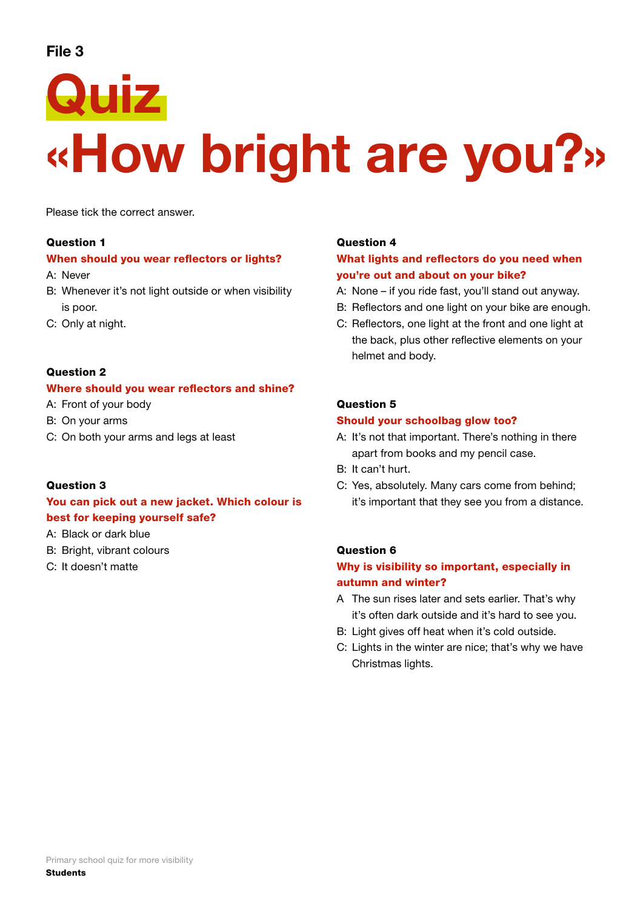File 3

# Quiz
# «How bright are you?»

Please tick the correct answer.

**Question 1**

**When should you wear reflectors or lights?**

A: Never

B: Whenever it's not light outside or when visibility is poor.

C: Only at night.

**Question 2**

**Where should you wear reflectors and shine?**

A: Front of your body

B: On your arms

C: On both your arms and legs at least

**Question 3**

**You can pick out a new jacket. Which colour is best for keeping yourself safe?**

A: Black or dark blue

B: Bright, vibrant colours

C: It doesn't matte

**Question 4**

**What lights and reflectors do you need when you're out and about on your bike?**

A: None – if you ride fast, you'll stand out anyway.

B: Reflectors and one light on your bike are enough.

C: Reflectors, one light at the front and one light at the back, plus other reflective elements on your helmet and body.

**Question 5**

**Should your schoolbag glow too?**

A: It's not that important. There's nothing in there apart from books and my pencil case.

B: It can't hurt.

C: Yes, absolutely. Many cars come from behind; it's important that they see you from a distance.

**Question 6**

**Why is visibility so important, especially in autumn and winter?**

A The sun rises later and sets earlier. That's why it's often dark outside and it's hard to see you.

B: Light gives off heat when it's cold outside.

C: Lights in the winter are nice; that's why we have Christmas lights.